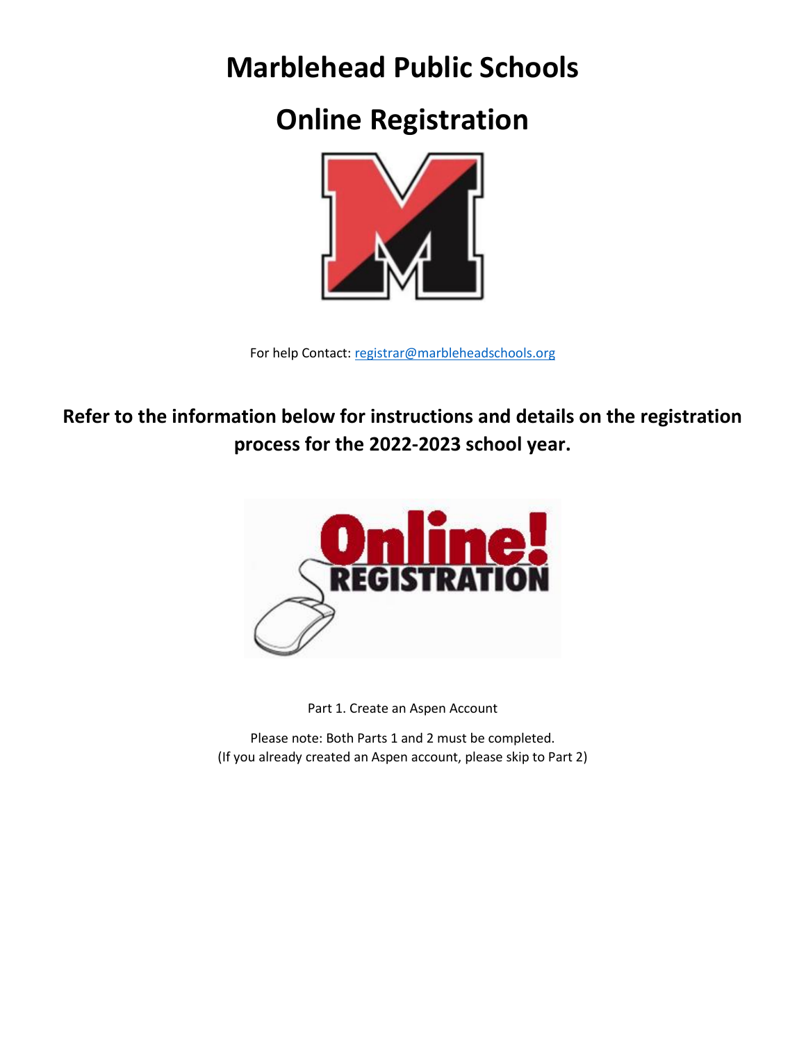# Marblehead Public Schools

# Online Registration

For help Contact: registrar@marbleheadschools.org

## Refer to the information below for instructions and details on the registration process for the 2022-2023 school year.

Part 1. Create an Aspen Account

Please note: Both Parts 1 and 2 must be completed.
(If you already created an Aspen account, please skip to Part 2)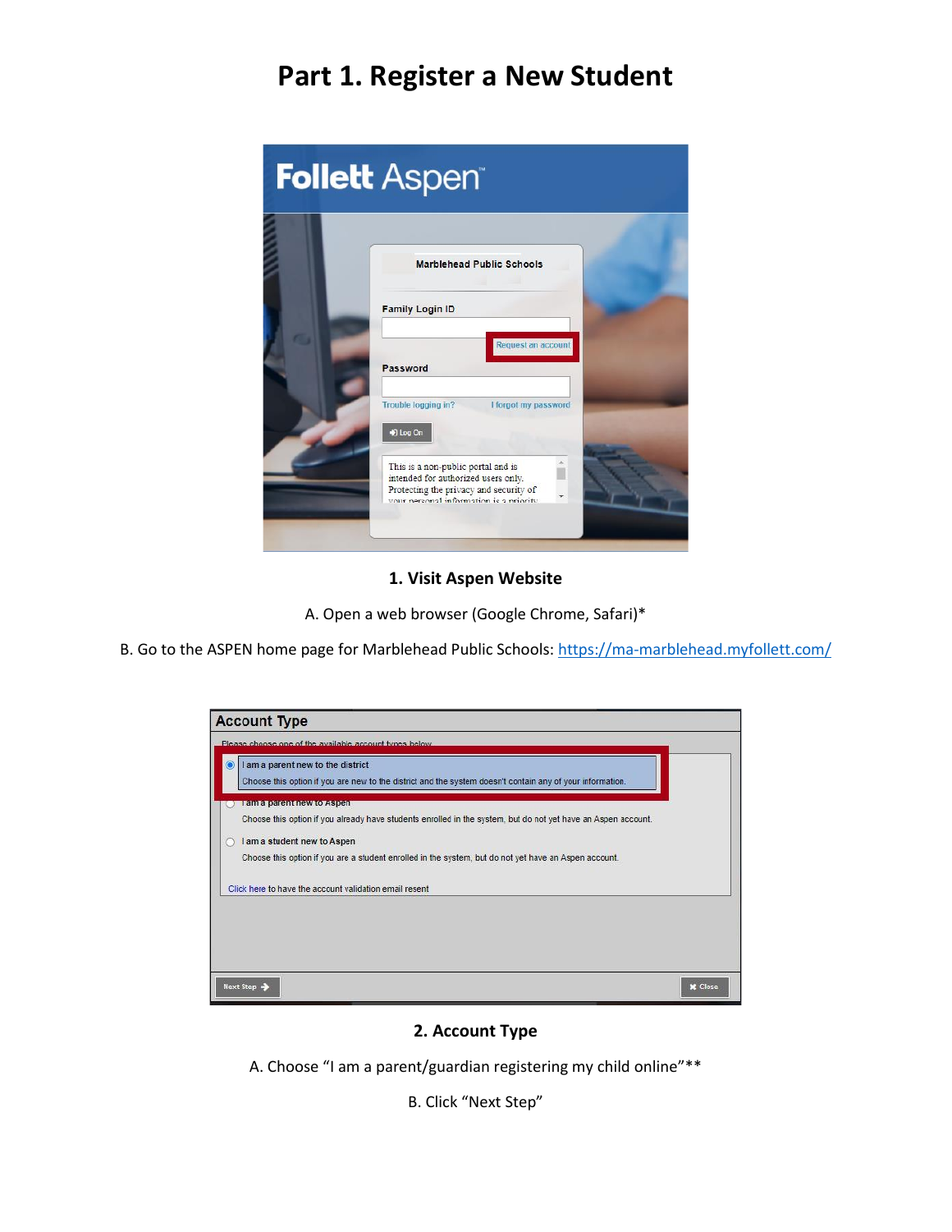# Part 1. Register a New Student

**1. Visit Aspen Website**

A. Open a web browser (Google Chrome, Safari)*

B. Go to the ASPEN home page for Marblehead Public Schools: https://ma-marblehead.myfollett.com/

**2. Account Type**

A. Choose "I am a parent/guardian registering my child online"**

B. Click "Next Step"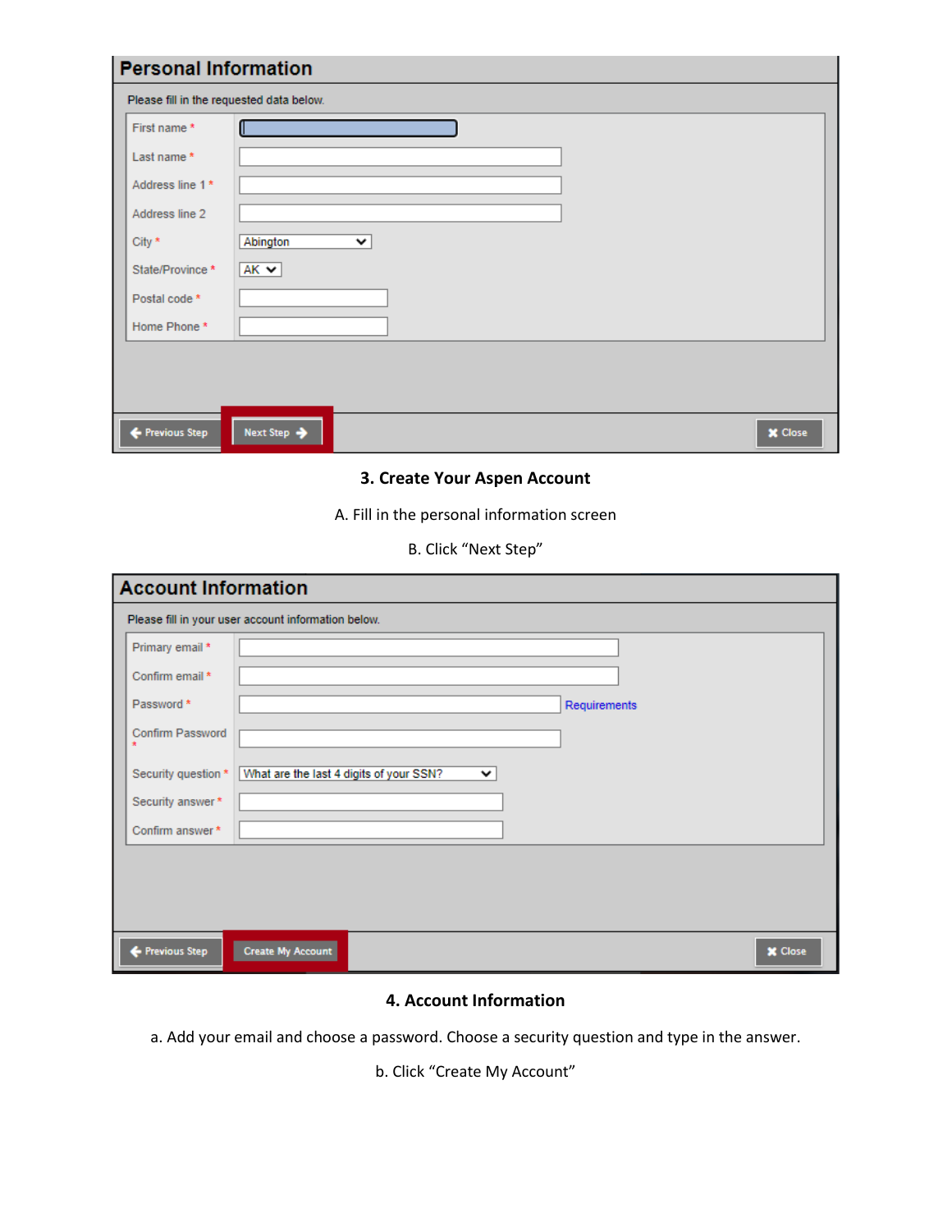## Personal Information

Please fill in the requested data below.

| Field | |
|---|---|
| First name * | |
| Last name * | |
| Address line 1 * | |
| Address line 2 | |
| City * | Abington |
| State/Province * | AK |
| Postal code * | |
| Home Phone * | |

Previous Step | Next Step | Close

**3. Create Your Aspen Account**

A. Fill in the personal information screen

B. Click “Next Step”

## Account Information

Please fill in your user account information below.

| Field | | |
|---|---|---|
| Primary email * | | |
| Confirm email * | | |
| Password * | | Requirements |
| Confirm Password * | | |
| Security question * | What are the last 4 digits of your SSN? | |
| Security answer * | | |
| Confirm answer * | | |

Previous Step | Create My Account | Close

**4. Account Information**

a. Add your email and choose a password. Choose a security question and type in the answer.

b. Click “Create My Account”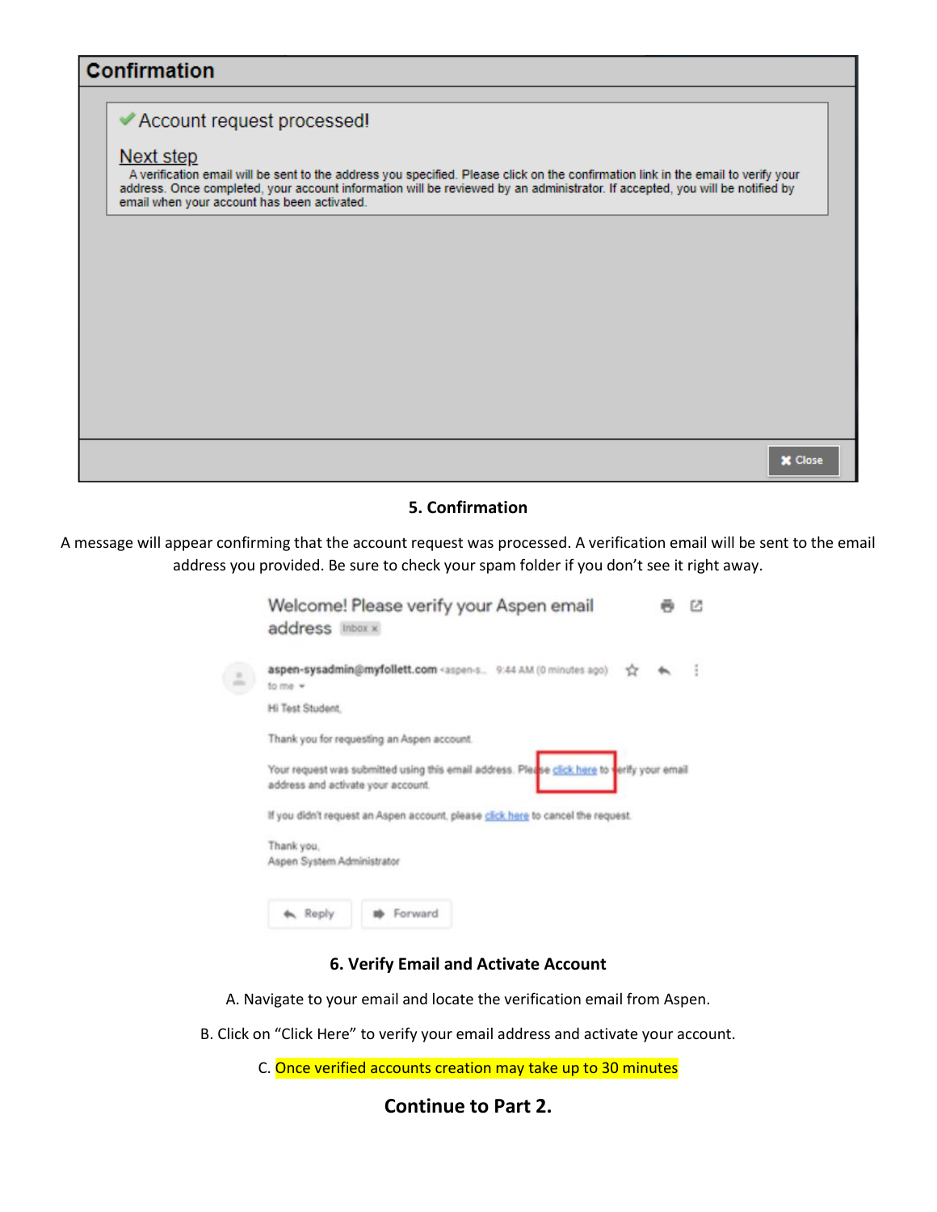## Confirmation

✔ Account request processed!

Next step

A verification email will be sent to the address you specified. Please click on the confirmation link in the email to verify your address. Once completed, your account information will be reviewed by an administrator. If accepted, you will be notified by email when your account has been activated.

✖ Close

**5. Confirmation**

A message will appear confirming that the account request was processed. A verification email will be sent to the email address you provided. Be sure to check your spam folder if you don't see it right away.

Welcome! Please verify your Aspen email address Inbox ×

aspen-sysadmin@myfollett.com <aspen-s... 9:44 AM (0 minutes ago)

to me

Hi Test Student,

Thank you for requesting an Aspen account.

Your request was submitted using this email address. Please click here to verify your email address and activate your account.

If you didn't request an Aspen account, please click here to cancel the request.

Thank you,
Aspen System Administrator

Reply Forward

**6. Verify Email and Activate Account**

A. Navigate to your email and locate the verification email from Aspen.

B. Click on "Click Here" to verify your email address and activate your account.

C. Once verified accounts creation may take up to 30 minutes

**Continue to Part 2.**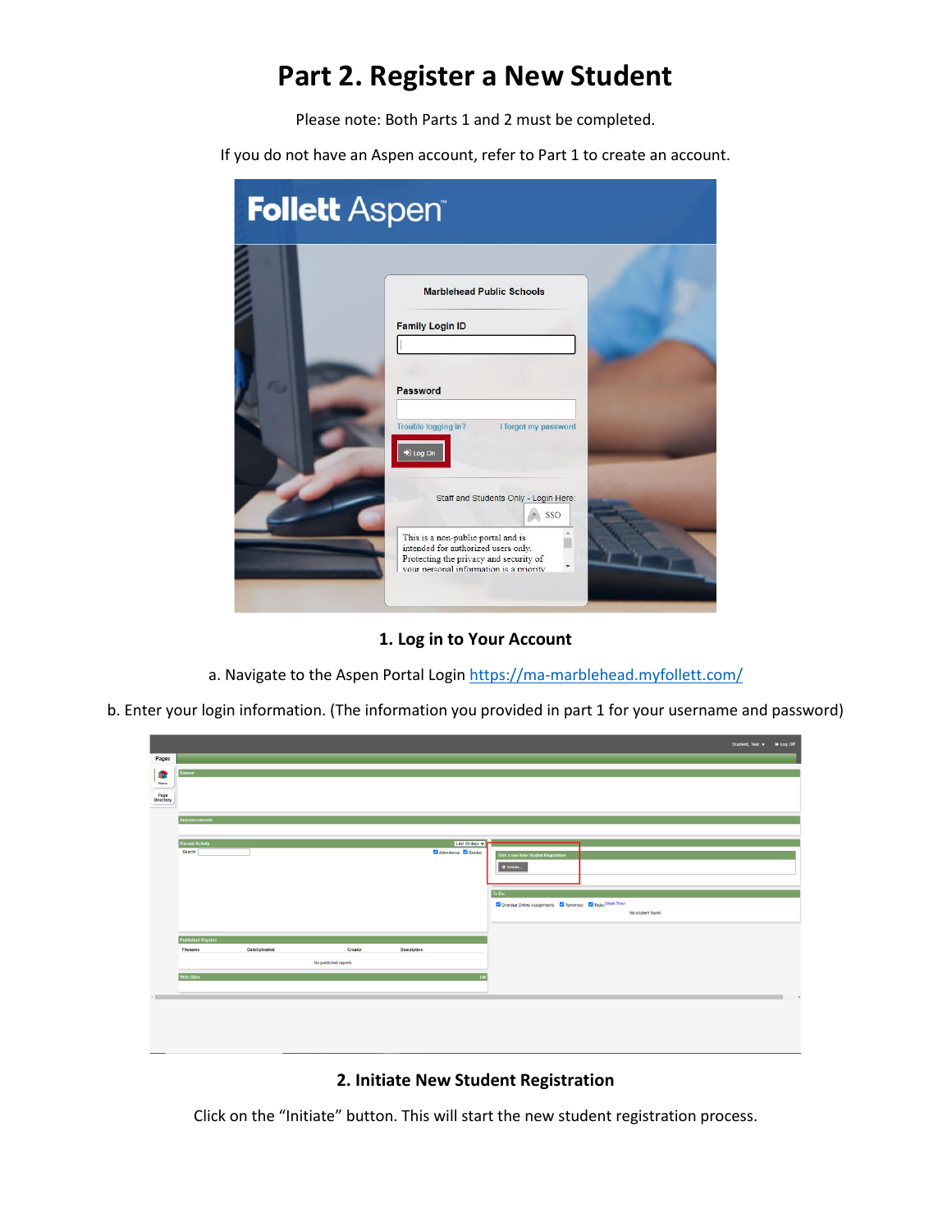# Part 2. Register a New Student

Please note: Both Parts 1 and 2 must be completed.

If you do not have an Aspen account, refer to Part 1 to create an account.

**1. Log in to Your Account**

a. Navigate to the Aspen Portal Login https://ma-marblehead.myfollett.com/

b. Enter your login information. (The information you provided in part 1 for your username and password)

**2. Initiate New Student Registration**

Click on the "Initiate" button. This will start the new student registration process.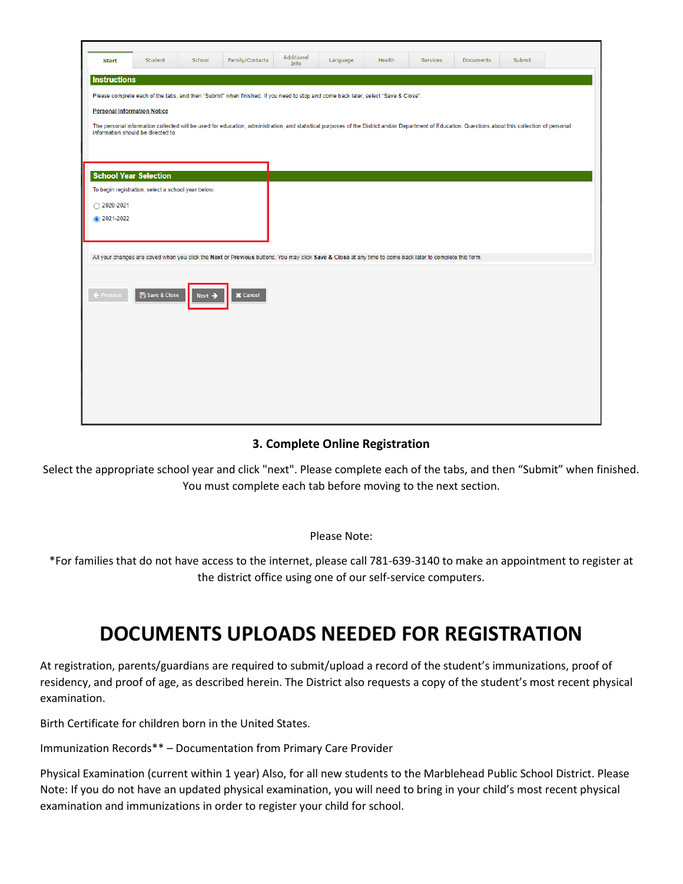### 3. Complete Online Registration

Select the appropriate school year and click "next". Please complete each of the tabs, and then "Submit" when finished. You must complete each tab before moving to the next section.

Please Note:

*For families that do not have access to the internet, please call 781-639-3140 to make an appointment to register at the district office using one of our self-service computers.

# DOCUMENTS UPLOADS NEEDED FOR REGISTRATION

At registration, parents/guardians are required to submit/upload a record of the student's immunizations, proof of residency, and proof of age, as described herein. The District also requests a copy of the student's most recent physical examination.

Birth Certificate for children born in the United States.

Immunization Records** – Documentation from Primary Care Provider

Physical Examination (current within 1 year) Also, for all new students to the Marblehead Public School District. Please Note: If you do not have an updated physical examination, you will need to bring in your child's most recent physical examination and immunizations in order to register your child for school.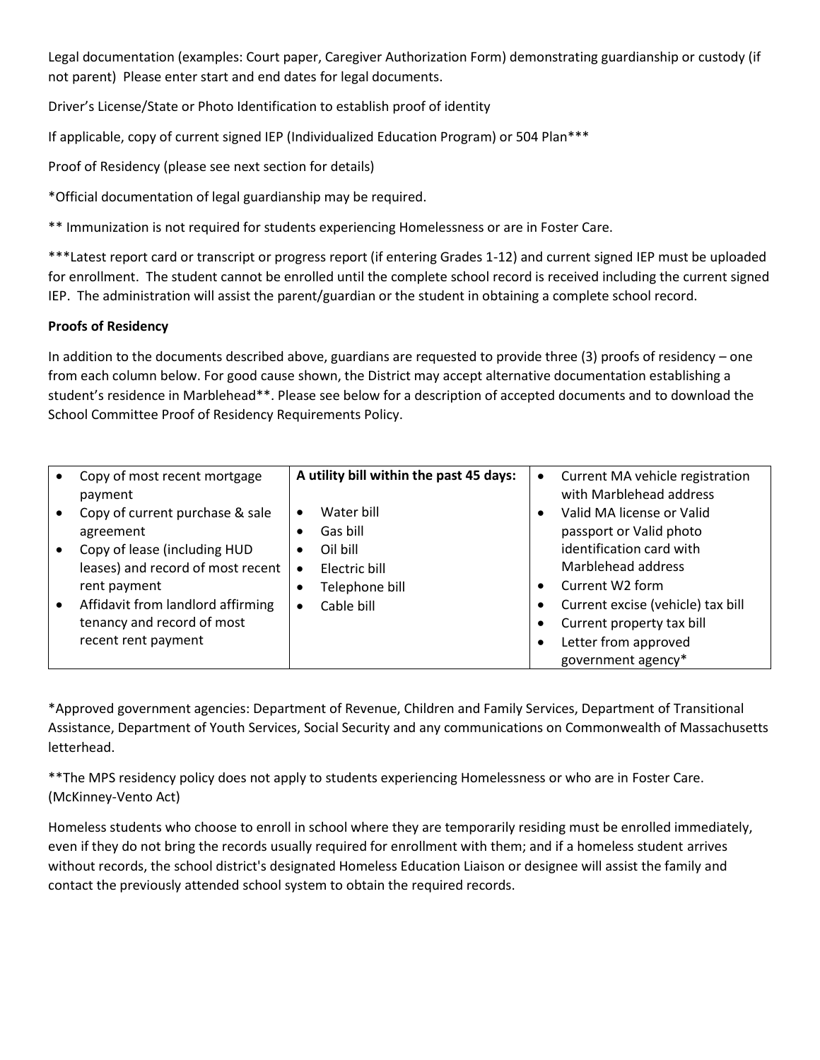Legal documentation (examples: Court paper, Caregiver Authorization Form) demonstrating guardianship or custody (if not parent) Please enter start and end dates for legal documents.

Driver's License/State or Photo Identification to establish proof of identity

If applicable, copy of current signed IEP (Individualized Education Program) or 504 Plan***

Proof of Residency (please see next section for details)

*Official documentation of legal guardianship may be required.

** Immunization is not required for students experiencing Homelessness or are in Foster Care.

***Latest report card or transcript or progress report (if entering Grades 1-12) and current signed IEP must be uploaded for enrollment. The student cannot be enrolled until the complete school record is received including the current signed IEP. The administration will assist the parent/guardian or the student in obtaining a complete school record.

**Proofs of Residency**

In addition to the documents described above, guardians are requested to provide three (3) proofs of residency – one from each column below. For good cause shown, the District may accept alternative documentation establishing a student's residence in Marblehead**. Please see below for a description of accepted documents and to download the School Committee Proof of Residency Requirements Policy.

| | | |
|---|---|---|
| • Copy of most recent mortgage payment<br>• Copy of current purchase & sale agreement<br>• Copy of lease (including HUD leases) and record of most recent rent payment<br>• Affidavit from landlord affirming tenancy and record of most recent rent payment | **A utility bill within the past 45 days:**<br>• Water bill<br>• Gas bill<br>• Oil bill<br>• Electric bill<br>• Telephone bill<br>• Cable bill | • Current MA vehicle registration with Marblehead address<br>• Valid MA license or Valid passport or Valid photo identification card with Marblehead address<br>• Current W2 form<br>• Current excise (vehicle) tax bill<br>• Current property tax bill<br>• Letter from approved government agency* |

*Approved government agencies: Department of Revenue, Children and Family Services, Department of Transitional Assistance, Department of Youth Services, Social Security and any communications on Commonwealth of Massachusetts letterhead.

**The MPS residency policy does not apply to students experiencing Homelessness or who are in Foster Care. (McKinney-Vento Act)

Homeless students who choose to enroll in school where they are temporarily residing must be enrolled immediately, even if they do not bring the records usually required for enrollment with them; and if a homeless student arrives without records, the school district's designated Homeless Education Liaison or designee will assist the family and contact the previously attended school system to obtain the required records.